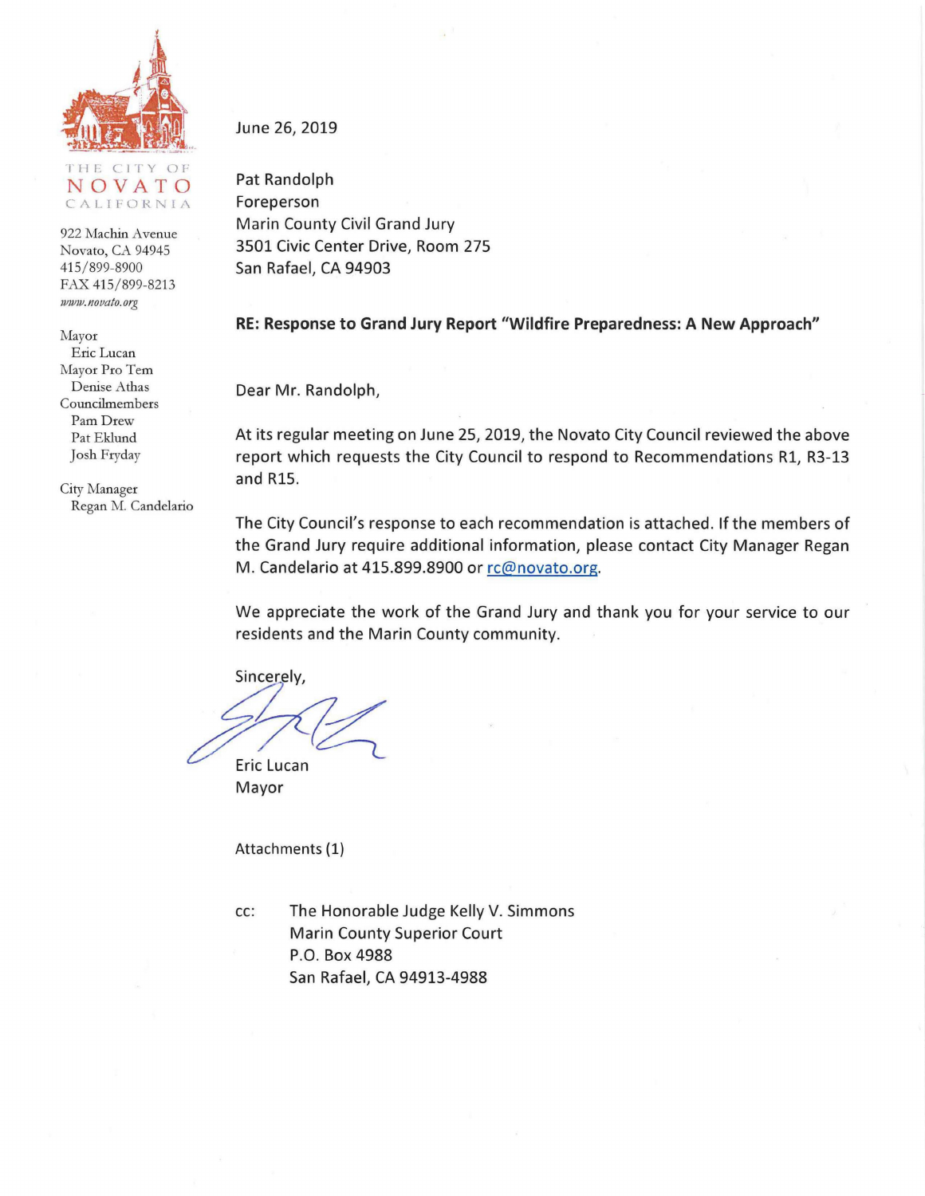THE CITY OF
NOVATO
CALIFORNIA

922 Machin Avenue
Novato, CA 94945
415/899-8900
FAX 415/899-8213
www.novato.org

Mayor
Eric Lucan
Mayor Pro Tem
Denise Athas
Councilmembers
Pam Drew
Pat Eklund
Josh Fryday

City Manager
Regan M. Candelario

June 26, 2019

Pat Randolph
Foreperson
Marin County Civil Grand Jury
3501 Civic Center Drive, Room 275
San Rafael, CA 94903

**RE: Response to Grand Jury Report "Wildfire Preparedness: A New Approach"**

Dear Mr. Randolph,

At its regular meeting on June 25, 2019, the Novato City Council reviewed the above report which requests the City Council to respond to Recommendations R1, R3-13 and R15.

The City Council's response to each recommendation is attached. If the members of the Grand Jury require additional information, please contact City Manager Regan M. Candelario at 415.899.8900 or rc@novato.org.

We appreciate the work of the Grand Jury and thank you for your service to our residents and the Marin County community.

Sincerely,

Eric Lucan
Mayor

Attachments (1)

cc: The Honorable Judge Kelly V. Simmons
Marin County Superior Court
P.O. Box 4988
San Rafael, CA 94913-4988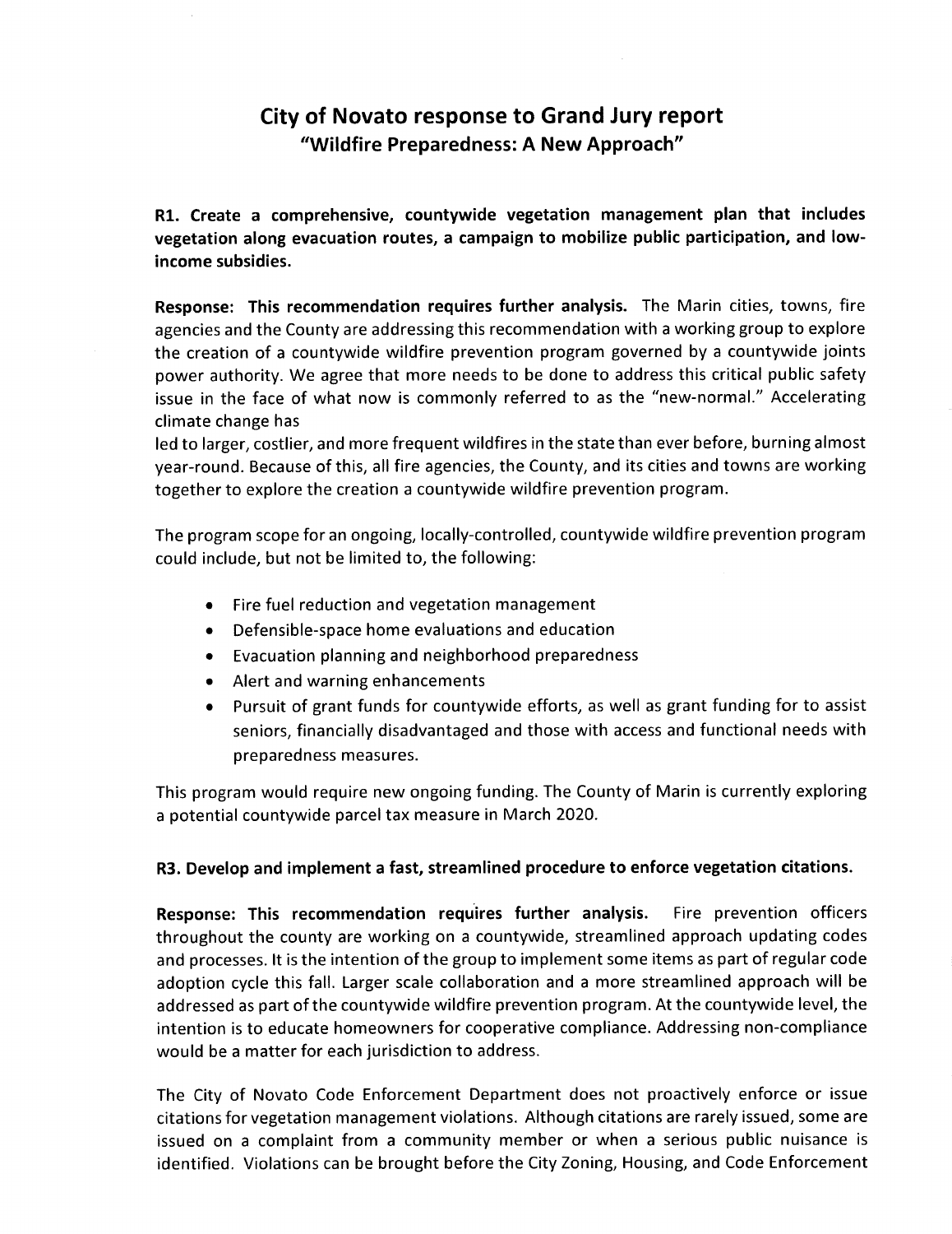## City of Novato response to Grand Jury report
### "Wildfire Preparedness: A New Approach"

**R1. Create a comprehensive, countywide vegetation management plan that includes vegetation along evacuation routes, a campaign to mobilize public participation, and low-income subsidies.**

**Response: This recommendation requires further analysis.** The Marin cities, towns, fire agencies and the County are addressing this recommendation with a working group to explore the creation of a countywide wildfire prevention program governed by a countywide joints power authority. We agree that more needs to be done to address this critical public safety issue in the face of what now is commonly referred to as the "new-normal." Accelerating climate change has
led to larger, costlier, and more frequent wildfires in the state than ever before, burning almost year-round. Because of this, all fire agencies, the County, and its cities and towns are working together to explore the creation a countywide wildfire prevention program.

The program scope for an ongoing, locally-controlled, countywide wildfire prevention program could include, but not be limited to, the following:

- Fire fuel reduction and vegetation management
- Defensible-space home evaluations and education
- Evacuation planning and neighborhood preparedness
- Alert and warning enhancements
- Pursuit of grant funds for countywide efforts, as well as grant funding for to assist seniors, financially disadvantaged and those with access and functional needs with preparedness measures.

This program would require new ongoing funding. The County of Marin is currently exploring a potential countywide parcel tax measure in March 2020.

**R3. Develop and implement a fast, streamlined procedure to enforce vegetation citations.**

**Response: This recommendation requires further analysis.** Fire prevention officers throughout the county are working on a countywide, streamlined approach updating codes and processes. It is the intention of the group to implement some items as part of regular code adoption cycle this fall. Larger scale collaboration and a more streamlined approach will be addressed as part of the countywide wildfire prevention program. At the countywide level, the intention is to educate homeowners for cooperative compliance. Addressing non-compliance would be a matter for each jurisdiction to address.

The City of Novato Code Enforcement Department does not proactively enforce or issue citations for vegetation management violations. Although citations are rarely issued, some are issued on a complaint from a community member or when a serious public nuisance is identified. Violations can be brought before the City Zoning, Housing, and Code Enforcement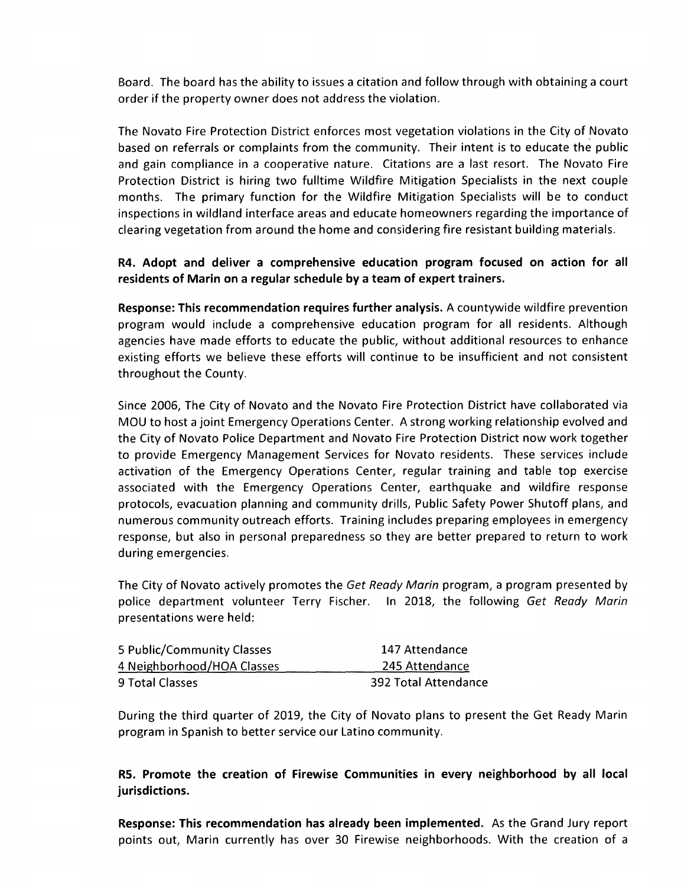Board. The board has the ability to issues a citation and follow through with obtaining a court order if the property owner does not address the violation.

The Novato Fire Protection District enforces most vegetation violations in the City of Novato based on referrals or complaints from the community. Their intent is to educate the public and gain compliance in a cooperative nature. Citations are a last resort. The Novato Fire Protection District is hiring two fulltime Wildfire Mitigation Specialists in the next couple months. The primary function for the Wildfire Mitigation Specialists will be to conduct inspections in wildland interface areas and educate homeowners regarding the importance of clearing vegetation from around the home and considering fire resistant building materials.

**R4. Adopt and deliver a comprehensive education program focused on action for all residents of Marin on a regular schedule by a team of expert trainers.**

**Response: This recommendation requires further analysis.** A countywide wildfire prevention program would include a comprehensive education program for all residents. Although agencies have made efforts to educate the public, without additional resources to enhance existing efforts we believe these efforts will continue to be insufficient and not consistent throughout the County.

Since 2006, The City of Novato and the Novato Fire Protection District have collaborated via MOU to host a joint Emergency Operations Center. A strong working relationship evolved and the City of Novato Police Department and Novato Fire Protection District now work together to provide Emergency Management Services for Novato residents. These services include activation of the Emergency Operations Center, regular training and table top exercise associated with the Emergency Operations Center, earthquake and wildfire response protocols, evacuation planning and community drills, Public Safety Power Shutoff plans, and numerous community outreach efforts. Training includes preparing employees in emergency response, but also in personal preparedness so they are better prepared to return to work during emergencies.

The City of Novato actively promotes the *Get Ready Marin* program, a program presented by police department volunteer Terry Fischer. In 2018, the following *Get Ready Marin* presentations were held:

| | |
|---|---|
| 5 Public/Community Classes | 147 Attendance |
| 4 Neighborhood/HOA Classes | 245 Attendance |
| 9 Total Classes | 392 Total Attendance |

During the third quarter of 2019, the City of Novato plans to present the Get Ready Marin program in Spanish to better service our Latino community.

**R5. Promote the creation of Firewise Communities in every neighborhood by all local jurisdictions.**

**Response: This recommendation has already been implemented.** As the Grand Jury report points out, Marin currently has over 30 Firewise neighborhoods. With the creation of a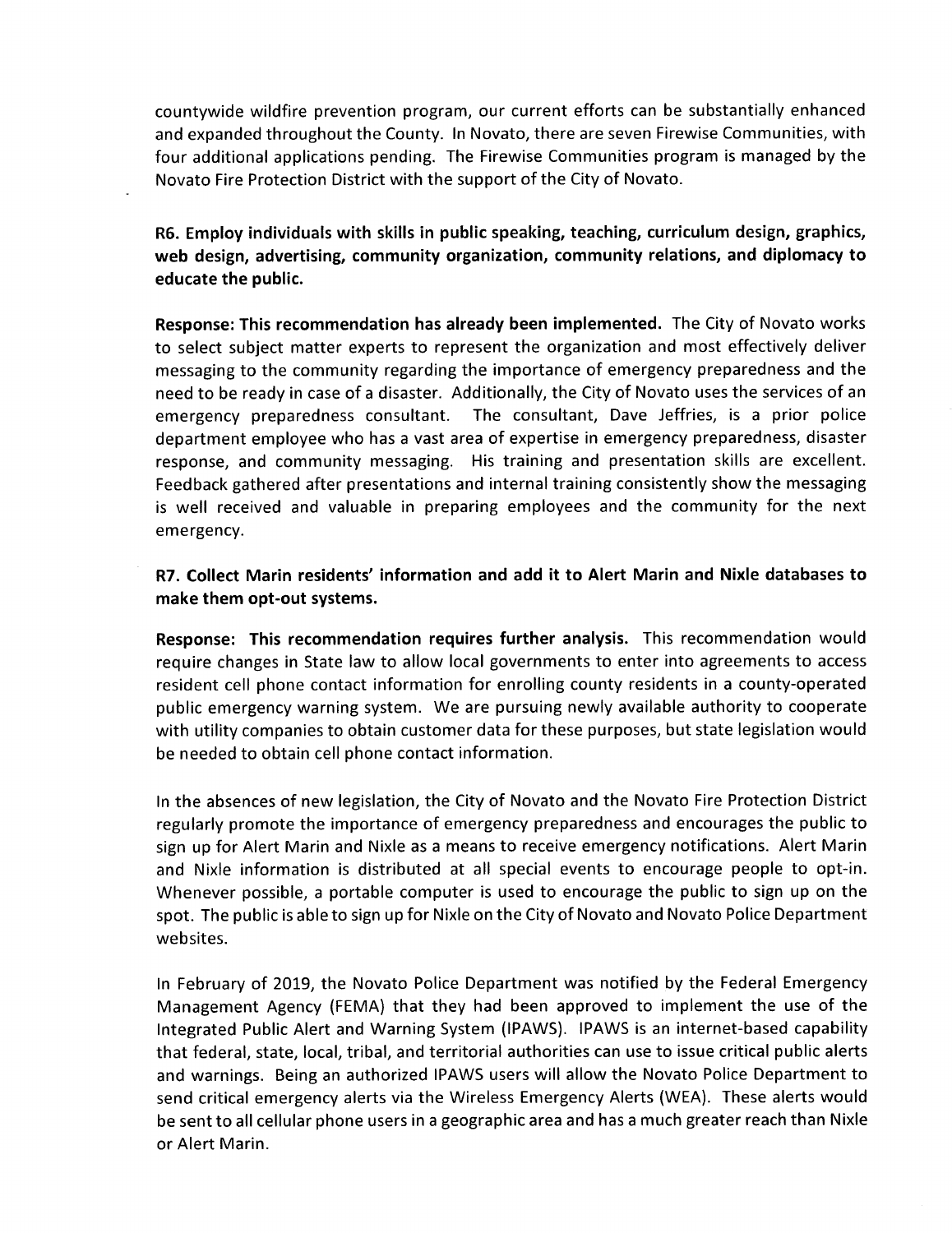countywide wildfire prevention program, our current efforts can be substantially enhanced and expanded throughout the County. In Novato, there are seven Firewise Communities, with four additional applications pending. The Firewise Communities program is managed by the Novato Fire Protection District with the support of the City of Novato.

**R6. Employ individuals with skills in public speaking, teaching, curriculum design, graphics, web design, advertising, community organization, community relations, and diplomacy to educate the public.**

**Response: This recommendation has already been implemented.** The City of Novato works to select subject matter experts to represent the organization and most effectively deliver messaging to the community regarding the importance of emergency preparedness and the need to be ready in case of a disaster. Additionally, the City of Novato uses the services of an emergency preparedness consultant. The consultant, Dave Jeffries, is a prior police department employee who has a vast area of expertise in emergency preparedness, disaster response, and community messaging. His training and presentation skills are excellent. Feedback gathered after presentations and internal training consistently show the messaging is well received and valuable in preparing employees and the community for the next emergency.

**R7. Collect Marin residents' information and add it to Alert Marin and Nixle databases to make them opt-out systems.**

**Response: This recommendation requires further analysis.** This recommendation would require changes in State law to allow local governments to enter into agreements to access resident cell phone contact information for enrolling county residents in a county-operated public emergency warning system. We are pursuing newly available authority to cooperate with utility companies to obtain customer data for these purposes, but state legislation would be needed to obtain cell phone contact information.

In the absences of new legislation, the City of Novato and the Novato Fire Protection District regularly promote the importance of emergency preparedness and encourages the public to sign up for Alert Marin and Nixle as a means to receive emergency notifications. Alert Marin and Nixle information is distributed at all special events to encourage people to opt-in. Whenever possible, a portable computer is used to encourage the public to sign up on the spot. The public is able to sign up for Nixle on the City of Novato and Novato Police Department websites.

In February of 2019, the Novato Police Department was notified by the Federal Emergency Management Agency (FEMA) that they had been approved to implement the use of the Integrated Public Alert and Warning System (IPAWS). IPAWS is an internet-based capability that federal, state, local, tribal, and territorial authorities can use to issue critical public alerts and warnings. Being an authorized IPAWS users will allow the Novato Police Department to send critical emergency alerts via the Wireless Emergency Alerts (WEA). These alerts would be sent to all cellular phone users in a geographic area and has a much greater reach than Nixle or Alert Marin.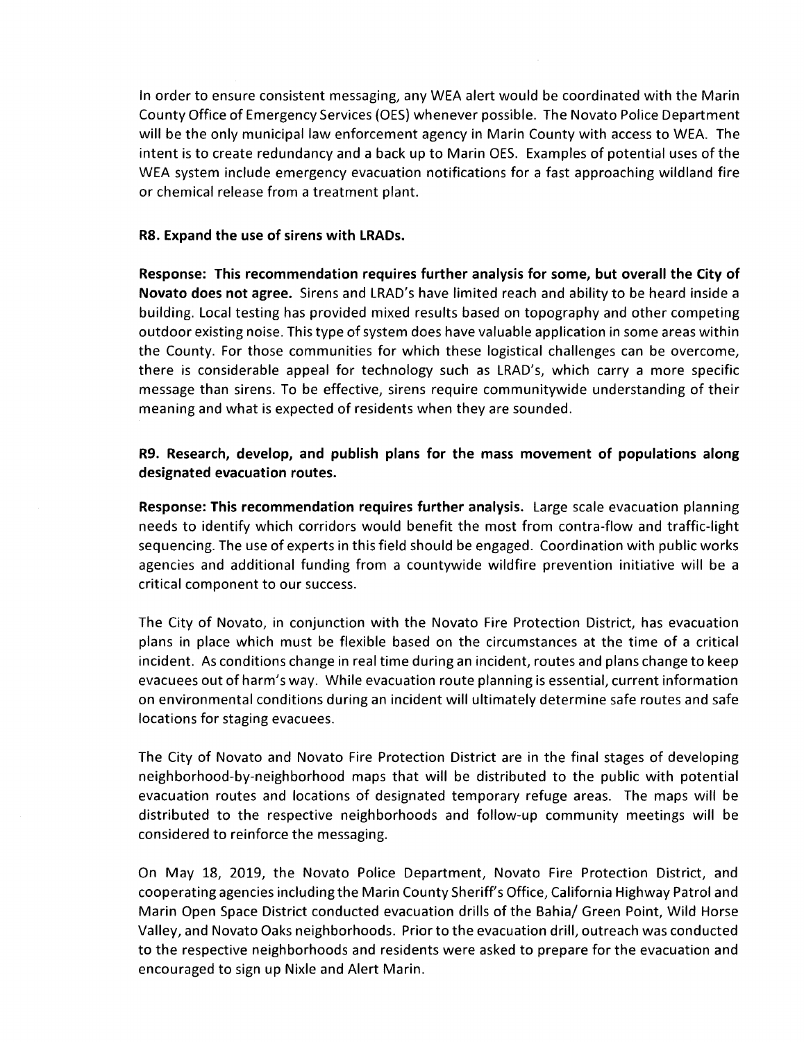In order to ensure consistent messaging, any WEA alert would be coordinated with the Marin County Office of Emergency Services (OES) whenever possible. The Novato Police Department will be the only municipal law enforcement agency in Marin County with access to WEA. The intent is to create redundancy and a back up to Marin OES. Examples of potential uses of the WEA system include emergency evacuation notifications for a fast approaching wildland fire or chemical release from a treatment plant.

**R8. Expand the use of sirens with LRADs.**

**Response: This recommendation requires further analysis for some, but overall the City of Novato does not agree.** Sirens and LRAD's have limited reach and ability to be heard inside a building. Local testing has provided mixed results based on topography and other competing outdoor existing noise. This type of system does have valuable application in some areas within the County. For those communities for which these logistical challenges can be overcome, there is considerable appeal for technology such as LRAD's, which carry a more specific message than sirens. To be effective, sirens require communitywide understanding of their meaning and what is expected of residents when they are sounded.

**R9. Research, develop, and publish plans for the mass movement of populations along designated evacuation routes.**

**Response: This recommendation requires further analysis.** Large scale evacuation planning needs to identify which corridors would benefit the most from contra-flow and traffic-light sequencing. The use of experts in this field should be engaged. Coordination with public works agencies and additional funding from a countywide wildfire prevention initiative will be a critical component to our success.

The City of Novato, in conjunction with the Novato Fire Protection District, has evacuation plans in place which must be flexible based on the circumstances at the time of a critical incident. As conditions change in real time during an incident, routes and plans change to keep evacuees out of harm's way. While evacuation route planning is essential, current information on environmental conditions during an incident will ultimately determine safe routes and safe locations for staging evacuees.

The City of Novato and Novato Fire Protection District are in the final stages of developing neighborhood-by-neighborhood maps that will be distributed to the public with potential evacuation routes and locations of designated temporary refuge areas. The maps will be distributed to the respective neighborhoods and follow-up community meetings will be considered to reinforce the messaging.

On May 18, 2019, the Novato Police Department, Novato Fire Protection District, and cooperating agencies including the Marin County Sheriff's Office, California Highway Patrol and Marin Open Space District conducted evacuation drills of the Bahia/ Green Point, Wild Horse Valley, and Novato Oaks neighborhoods. Prior to the evacuation drill, outreach was conducted to the respective neighborhoods and residents were asked to prepare for the evacuation and encouraged to sign up Nixle and Alert Marin.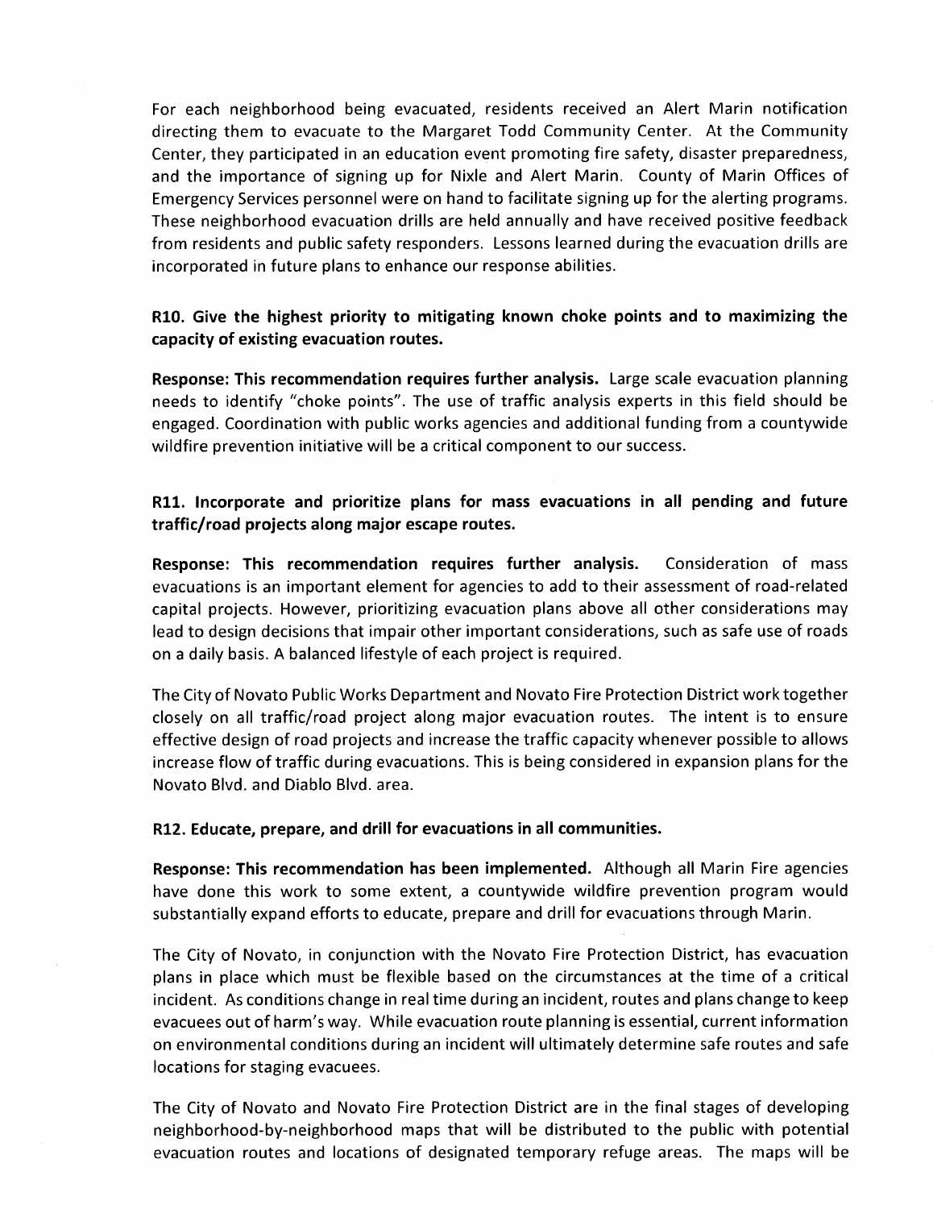For each neighborhood being evacuated, residents received an Alert Marin notification directing them to evacuate to the Margaret Todd Community Center. At the Community Center, they participated in an education event promoting fire safety, disaster preparedness, and the importance of signing up for Nixle and Alert Marin. County of Marin Offices of Emergency Services personnel were on hand to facilitate signing up for the alerting programs. These neighborhood evacuation drills are held annually and have received positive feedback from residents and public safety responders. Lessons learned during the evacuation drills are incorporated in future plans to enhance our response abilities.

**R10. Give the highest priority to mitigating known choke points and to maximizing the capacity of existing evacuation routes.**

**Response: This recommendation requires further analysis.** Large scale evacuation planning needs to identify "choke points". The use of traffic analysis experts in this field should be engaged. Coordination with public works agencies and additional funding from a countywide wildfire prevention initiative will be a critical component to our success.

**R11. Incorporate and prioritize plans for mass evacuations in all pending and future traffic/road projects along major escape routes.**

**Response: This recommendation requires further analysis.** Consideration of mass evacuations is an important element for agencies to add to their assessment of road-related capital projects. However, prioritizing evacuation plans above all other considerations may lead to design decisions that impair other important considerations, such as safe use of roads on a daily basis. A balanced lifestyle of each project is required.

The City of Novato Public Works Department and Novato Fire Protection District work together closely on all traffic/road project along major evacuation routes. The intent is to ensure effective design of road projects and increase the traffic capacity whenever possible to allows increase flow of traffic during evacuations. This is being considered in expansion plans for the Novato Blvd. and Diablo Blvd. area.

**R12. Educate, prepare, and drill for evacuations in all communities.**

**Response: This recommendation has been implemented.** Although all Marin Fire agencies have done this work to some extent, a countywide wildfire prevention program would substantially expand efforts to educate, prepare and drill for evacuations through Marin.

The City of Novato, in conjunction with the Novato Fire Protection District, has evacuation plans in place which must be flexible based on the circumstances at the time of a critical incident. As conditions change in real time during an incident, routes and plans change to keep evacuees out of harm's way. While evacuation route planning is essential, current information on environmental conditions during an incident will ultimately determine safe routes and safe locations for staging evacuees.

The City of Novato and Novato Fire Protection District are in the final stages of developing neighborhood-by-neighborhood maps that will be distributed to the public with potential evacuation routes and locations of designated temporary refuge areas. The maps will be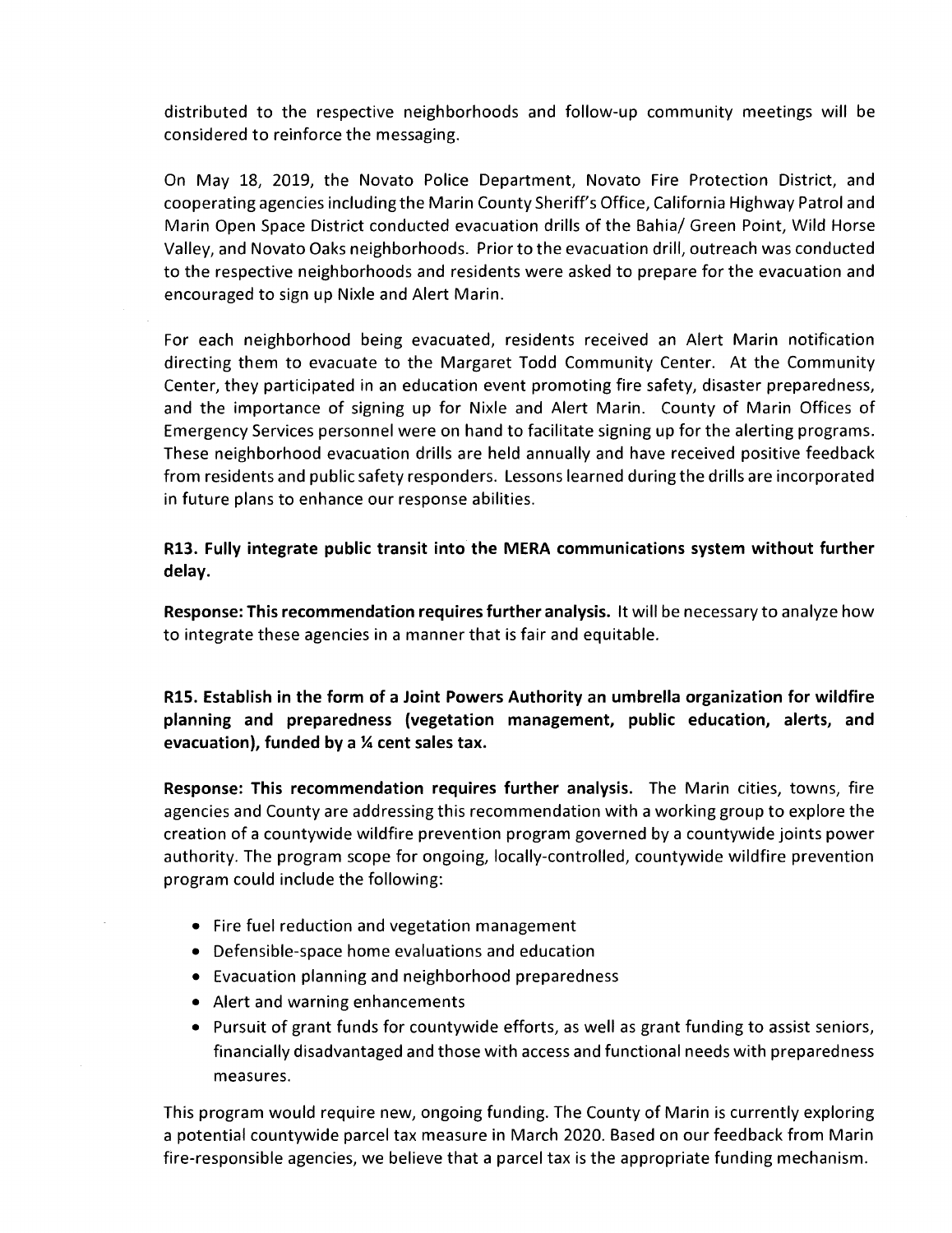distributed to the respective neighborhoods and follow-up community meetings will be considered to reinforce the messaging.

On May 18, 2019, the Novato Police Department, Novato Fire Protection District, and cooperating agencies including the Marin County Sheriff's Office, California Highway Patrol and Marin Open Space District conducted evacuation drills of the Bahia/ Green Point, Wild Horse Valley, and Novato Oaks neighborhoods. Prior to the evacuation drill, outreach was conducted to the respective neighborhoods and residents were asked to prepare for the evacuation and encouraged to sign up Nixle and Alert Marin.

For each neighborhood being evacuated, residents received an Alert Marin notification directing them to evacuate to the Margaret Todd Community Center. At the Community Center, they participated in an education event promoting fire safety, disaster preparedness, and the importance of signing up for Nixle and Alert Marin. County of Marin Offices of Emergency Services personnel were on hand to facilitate signing up for the alerting programs. These neighborhood evacuation drills are held annually and have received positive feedback from residents and public safety responders. Lessons learned during the drills are incorporated in future plans to enhance our response abilities.

**R13. Fully integrate public transit into the MERA communications system without further delay.**

**Response: This recommendation requires further analysis.** It will be necessary to analyze how to integrate these agencies in a manner that is fair and equitable.

**R15. Establish in the form of a Joint Powers Authority an umbrella organization for wildfire planning and preparedness (vegetation management, public education, alerts, and evacuation), funded by a ¼ cent sales tax.**

**Response: This recommendation requires further analysis.** The Marin cities, towns, fire agencies and County are addressing this recommendation with a working group to explore the creation of a countywide wildfire prevention program governed by a countywide joints power authority. The program scope for ongoing, locally-controlled, countywide wildfire prevention program could include the following:

- Fire fuel reduction and vegetation management
- Defensible-space home evaluations and education
- Evacuation planning and neighborhood preparedness
- Alert and warning enhancements
- Pursuit of grant funds for countywide efforts, as well as grant funding to assist seniors, financially disadvantaged and those with access and functional needs with preparedness measures.

This program would require new, ongoing funding. The County of Marin is currently exploring a potential countywide parcel tax measure in March 2020. Based on our feedback from Marin fire-responsible agencies, we believe that a parcel tax is the appropriate funding mechanism.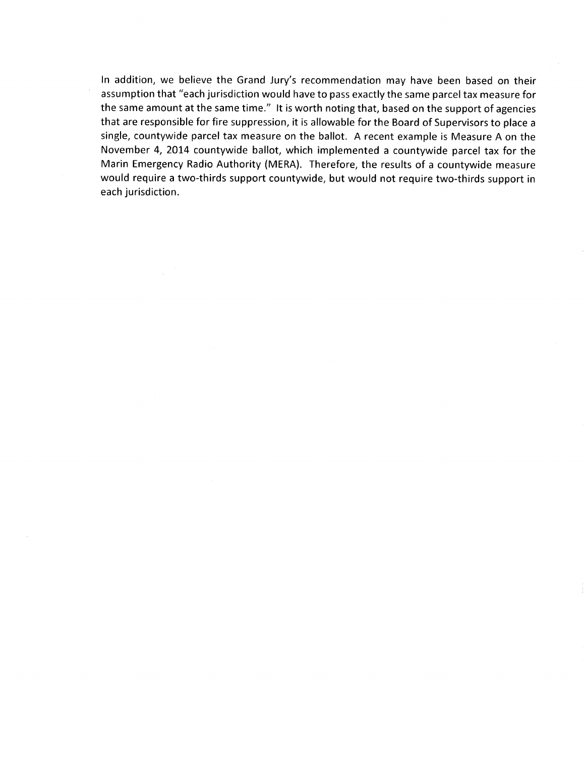In addition, we believe the Grand Jury's recommendation may have been based on their assumption that "each jurisdiction would have to pass exactly the same parcel tax measure for the same amount at the same time." It is worth noting that, based on the support of agencies that are responsible for fire suppression, it is allowable for the Board of Supervisors to place a single, countywide parcel tax measure on the ballot. A recent example is Measure A on the November 4, 2014 countywide ballot, which implemented a countywide parcel tax for the Marin Emergency Radio Authority (MERA). Therefore, the results of a countywide measure would require a two-thirds support countywide, but would not require two-thirds support in each jurisdiction.